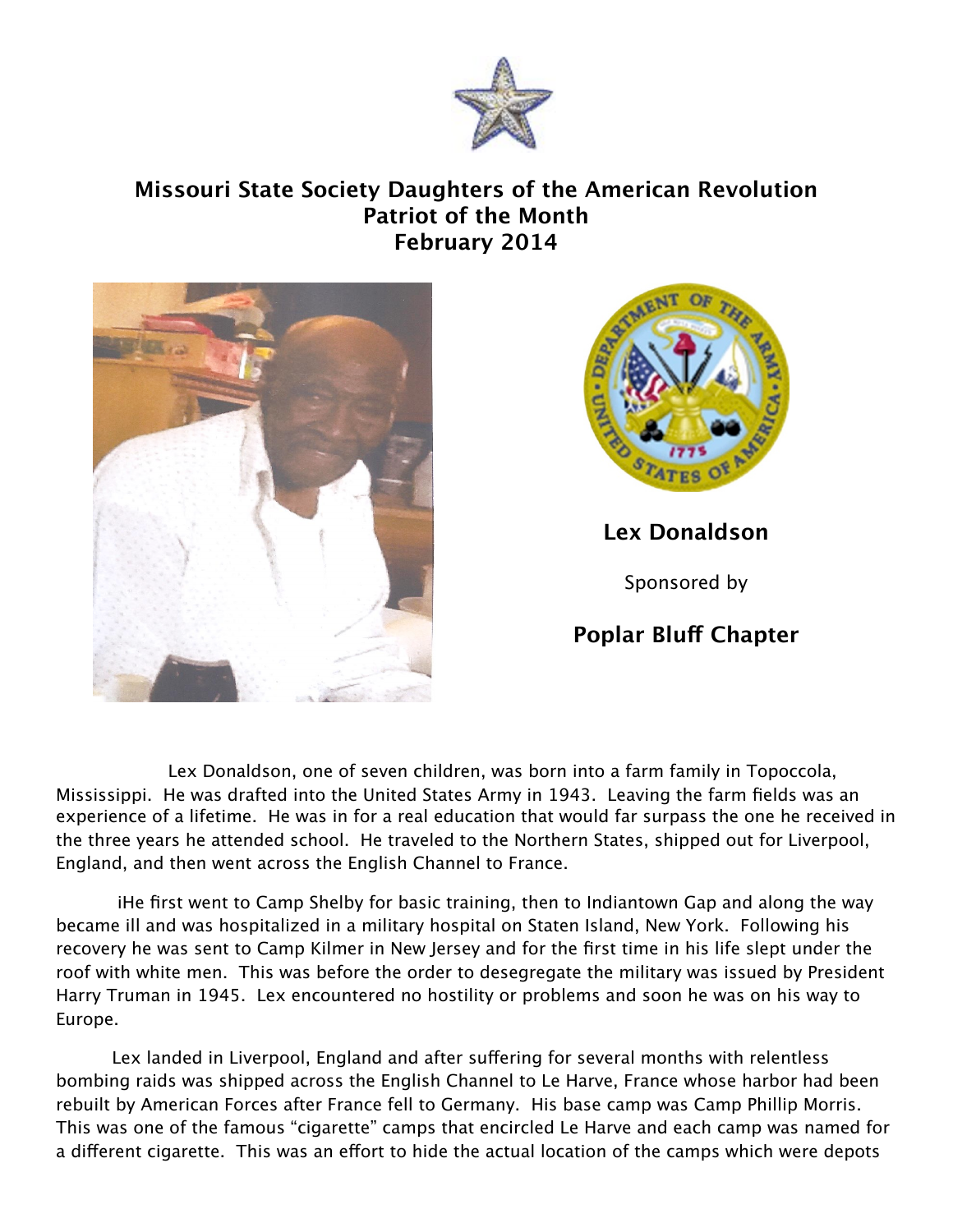# Missouri State Society Daughters of the American Revolution
## Patriot of the Month
## February 2014

**Lex Donaldson**

Sponsored by

**Poplar Bluff Chapter**

Lex Donaldson, one of seven children, was born into a farm family in Topoccola, Mississippi. He was drafted into the United States Army in 1943. Leaving the farm fields was an experience of a lifetime. He was in for a real education that would far surpass the one he received in the three years he attended school. He traveled to the Northern States, shipped out for Liverpool, England, and then went across the English Channel to France.

iHe first went to Camp Shelby for basic training, then to Indiantown Gap and along the way became ill and was hospitalized in a military hospital on Staten Island, New York. Following his recovery he was sent to Camp Kilmer in New Jersey and for the first time in his life slept under the roof with white men. This was before the order to desegregate the military was issued by President Harry Truman in 1945. Lex encountered no hostility or problems and soon he was on his way to Europe.

Lex landed in Liverpool, England and after suffering for several months with relentless bombing raids was shipped across the English Channel to Le Harve, France whose harbor had been rebuilt by American Forces after France fell to Germany. His base camp was Camp Phillip Morris. This was one of the famous "cigarette" camps that encircled Le Harve and each camp was named for a different cigarette. This was an effort to hide the actual location of the camps which were depots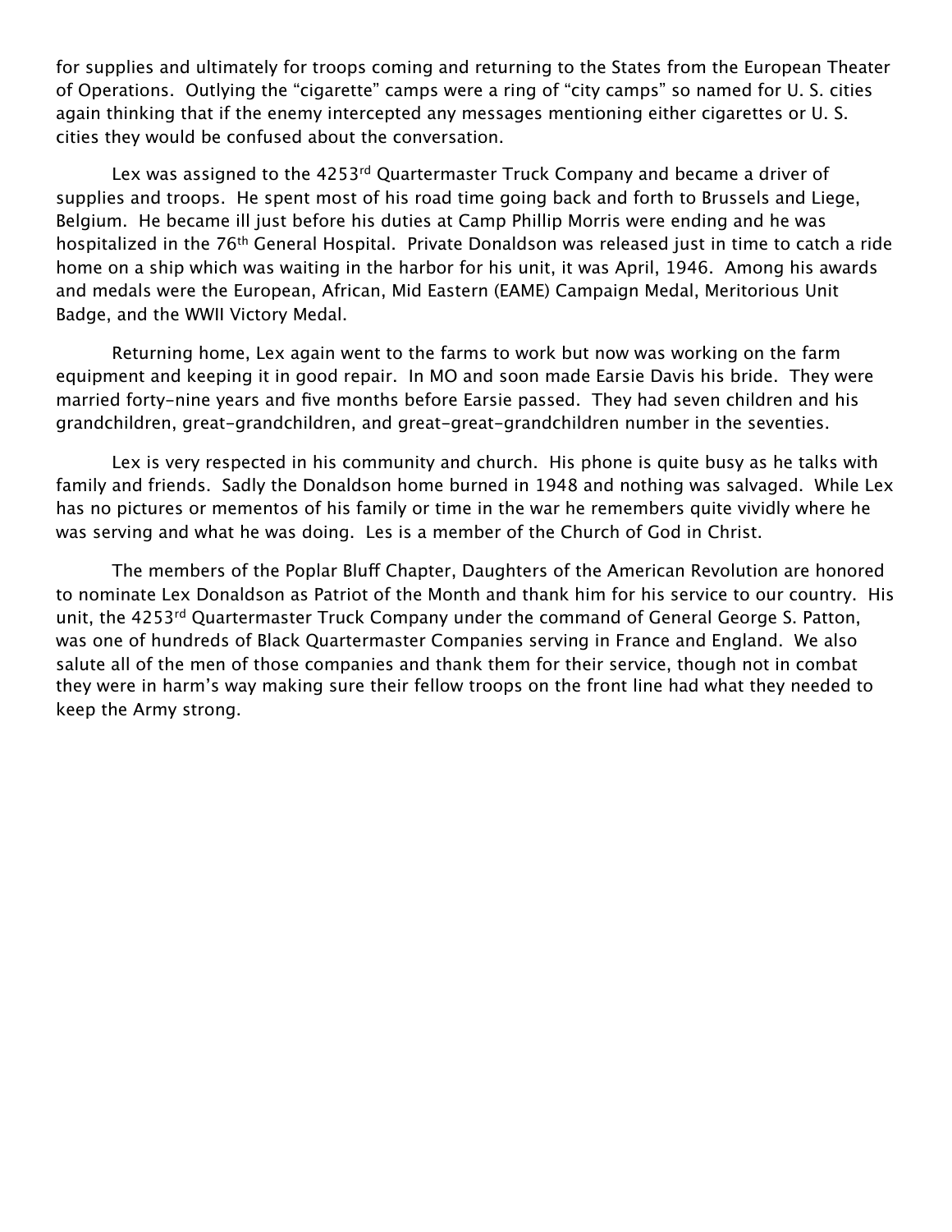for supplies and ultimately for troops coming and returning to the States from the European Theater of Operations. Outlying the "cigarette" camps were a ring of "city camps" so named for U. S. cities again thinking that if the enemy intercepted any messages mentioning either cigarettes or U. S. cities they would be confused about the conversation.

Lex was assigned to the 4253rd Quartermaster Truck Company and became a driver of supplies and troops. He spent most of his road time going back and forth to Brussels and Liege, Belgium. He became ill just before his duties at Camp Phillip Morris were ending and he was hospitalized in the 76th General Hospital. Private Donaldson was released just in time to catch a ride home on a ship which was waiting in the harbor for his unit, it was April, 1946. Among his awards and medals were the European, African, Mid Eastern (EAME) Campaign Medal, Meritorious Unit Badge, and the WWII Victory Medal.

Returning home, Lex again went to the farms to work but now was working on the farm equipment and keeping it in good repair. In MO and soon made Earsie Davis his bride. They were married forty-nine years and five months before Earsie passed. They had seven children and his grandchildren, great-grandchildren, and great-great-grandchildren number in the seventies.

Lex is very respected in his community and church. His phone is quite busy as he talks with family and friends. Sadly the Donaldson home burned in 1948 and nothing was salvaged. While Lex has no pictures or mementos of his family or time in the war he remembers quite vividly where he was serving and what he was doing. Les is a member of the Church of God in Christ.

The members of the Poplar Bluff Chapter, Daughters of the American Revolution are honored to nominate Lex Donaldson as Patriot of the Month and thank him for his service to our country. His unit, the 4253rd Quartermaster Truck Company under the command of General George S. Patton, was one of hundreds of Black Quartermaster Companies serving in France and England. We also salute all of the men of those companies and thank them for their service, though not in combat they were in harm's way making sure their fellow troops on the front line had what they needed to keep the Army strong.